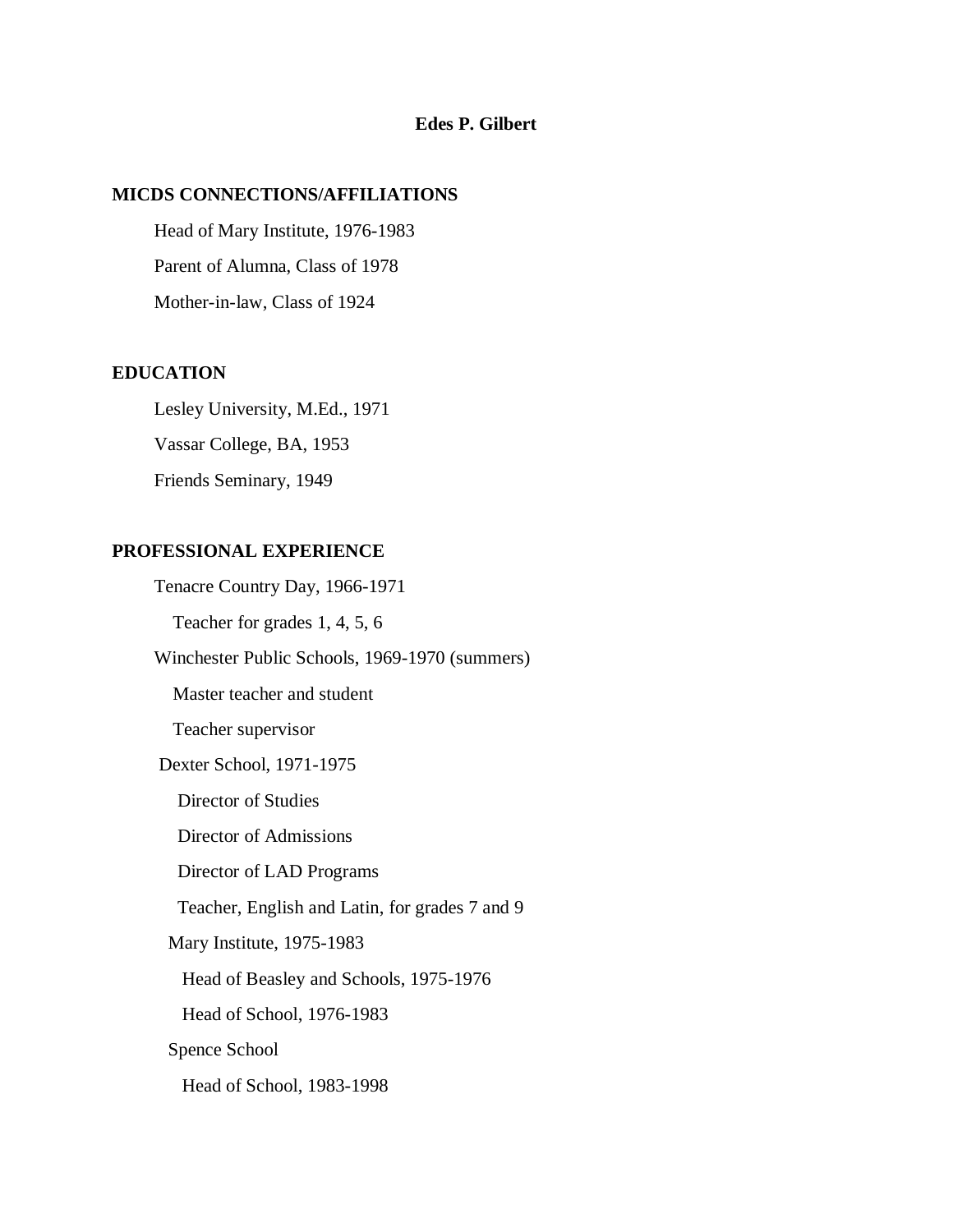# Edes P. Gilbert

## MICDS CONNECTIONS/AFFILIATIONS

Head of Mary Institute, 1976-1983

Parent of Alumna, Class of 1978

Mother-in-law, Class of 1924

## EDUCATION

Lesley University, M.Ed., 1971

Vassar College, BA, 1953

Friends Seminary, 1949

## PROFESSIONAL EXPERIENCE

- Tenacre Country Day, 1966-1971
  - Teacher for grades 1, 4, 5, 6
- Winchester Public Schools, 1969-1970 (summers)
  - Master teacher and student
  - Teacher supervisor
- Dexter School, 1971-1975
  - Director of Studies
  - Director of Admissions
  - Director of LAD Programs
  - Teacher, English and Latin, for grades 7 and 9
- Mary Institute, 1975-1983
  - Head of Beasley and Schools, 1975-1976
  - Head of School, 1976-1983
- Spence School
  - Head of School, 1983-1998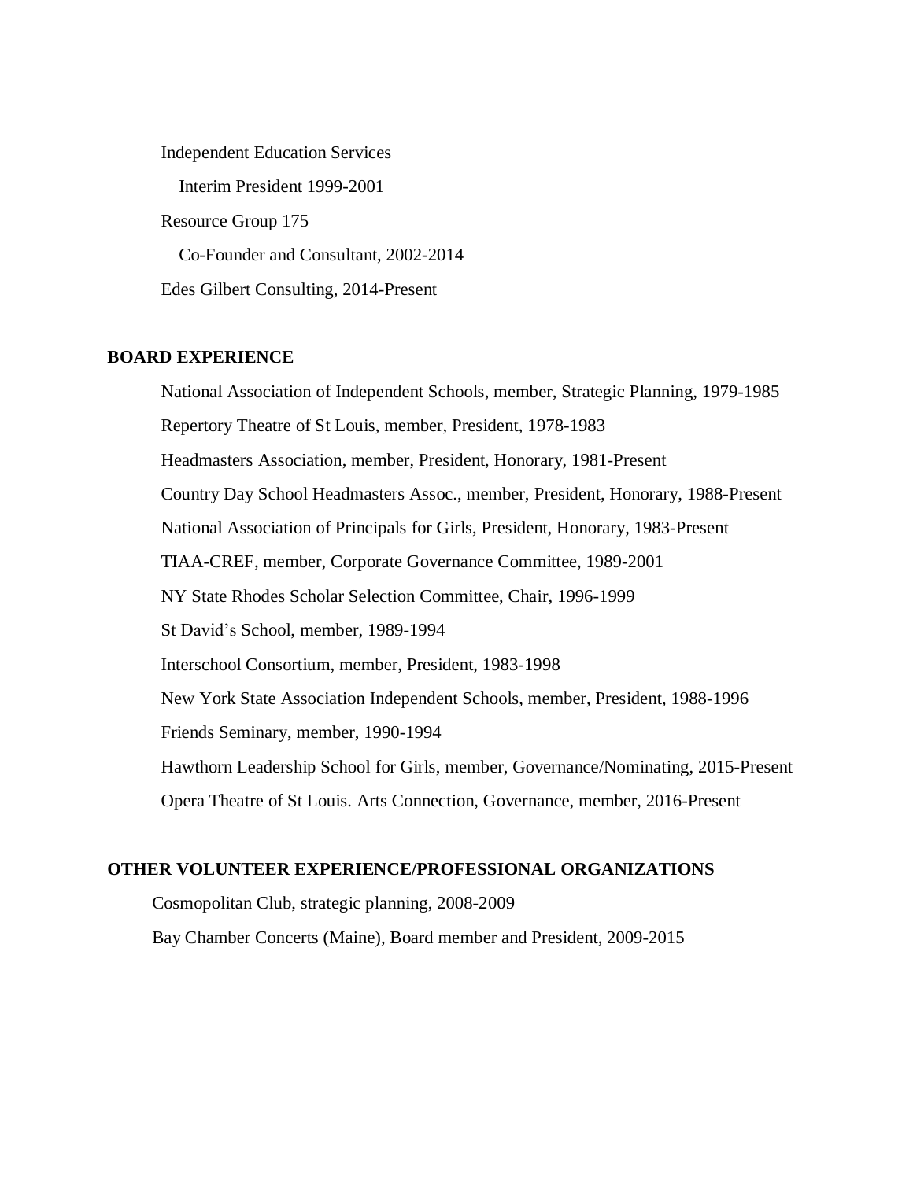Independent Education Services

Interim President 1999-2001

Resource Group 175

Co-Founder and Consultant, 2002-2014

Edes Gilbert Consulting, 2014-Present

**BOARD EXPERIENCE**

National Association of Independent Schools, member, Strategic Planning, 1979-1985

Repertory Theatre of St Louis, member, President, 1978-1983

Headmasters Association, member, President, Honorary, 1981-Present

Country Day School Headmasters Assoc., member, President, Honorary, 1988-Present

National Association of Principals for Girls, President, Honorary, 1983-Present

TIAA-CREF, member, Corporate Governance Committee, 1989-2001

NY State Rhodes Scholar Selection Committee, Chair, 1996-1999

St David's School, member, 1989-1994

Interschool Consortium, member, President, 1983-1998

New York State Association Independent Schools, member, President, 1988-1996

Friends Seminary, member, 1990-1994

Hawthorn Leadership School for Girls, member, Governance/Nominating, 2015-Present

Opera Theatre of St Louis. Arts Connection, Governance, member, 2016-Present

**OTHER VOLUNTEER EXPERIENCE/PROFESSIONAL ORGANIZATIONS**

Cosmopolitan Club, strategic planning, 2008-2009

Bay Chamber Concerts (Maine), Board member and President, 2009-2015